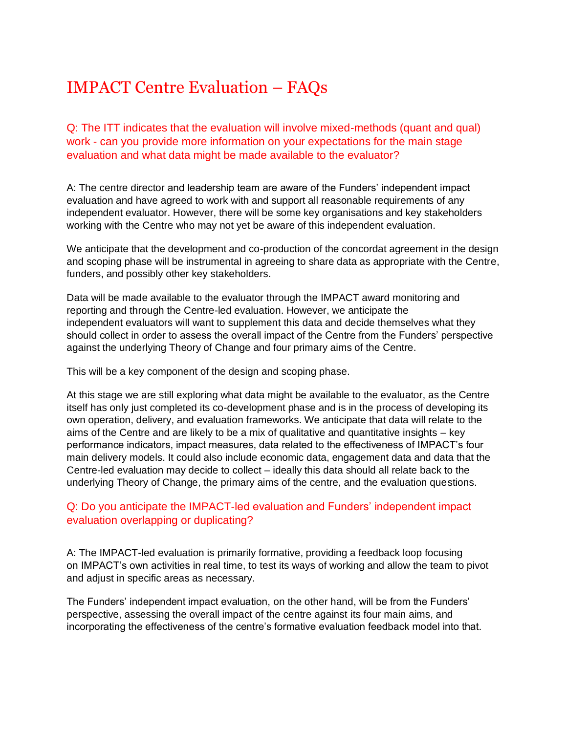# IMPACT Centre Evaluation – FAQs

### Q: The ITT indicates that the evaluation will involve mixed-methods (quant and qual) work - can you provide more information on your expectations for the main stage evaluation and what data might be made available to the evaluator?

A: The centre director and leadership team are aware of the Funders' independent impact evaluation and have agreed to work with and support all reasonable requirements of any independent evaluator. However, there will be some key organisations and key stakeholders working with the Centre who may not yet be aware of this independent evaluation.

We anticipate that the development and co-production of the concordat agreement in the design and scoping phase will be instrumental in agreeing to share data as appropriate with the Centre, funders, and possibly other key stakeholders.

Data will be made available to the evaluator through the IMPACT award monitoring and reporting and through the Centre-led evaluation. However, we anticipate the independent evaluators will want to supplement this data and decide themselves what they should collect in order to assess the overall impact of the Centre from the Funders' perspective against the underlying Theory of Change and four primary aims of the Centre.

This will be a key component of the design and scoping phase.

At this stage we are still exploring what data might be available to the evaluator, as the Centre itself has only just completed its co-development phase and is in the process of developing its own operation, delivery, and evaluation frameworks. We anticipate that data will relate to the aims of the Centre and are likely to be a mix of qualitative and quantitative insights – key performance indicators, impact measures, data related to the effectiveness of IMPACT's four main delivery models. It could also include economic data, engagement data and data that the Centre-led evaluation may decide to collect – ideally this data should all relate back to the underlying Theory of Change, the primary aims of the centre, and the evaluation questions.

### Q: Do you anticipate the IMPACT-led evaluation and Funders' independent impact evaluation overlapping or duplicating?

A: The IMPACT-led evaluation is primarily formative, providing a feedback loop focusing on IMPACT's own activities in real time, to test its ways of working and allow the team to pivot and adjust in specific areas as necessary.

The Funders' independent impact evaluation, on the other hand, will be from the Funders' perspective, assessing the overall impact of the centre against its four main aims, and incorporating the effectiveness of the centre's formative evaluation feedback model into that.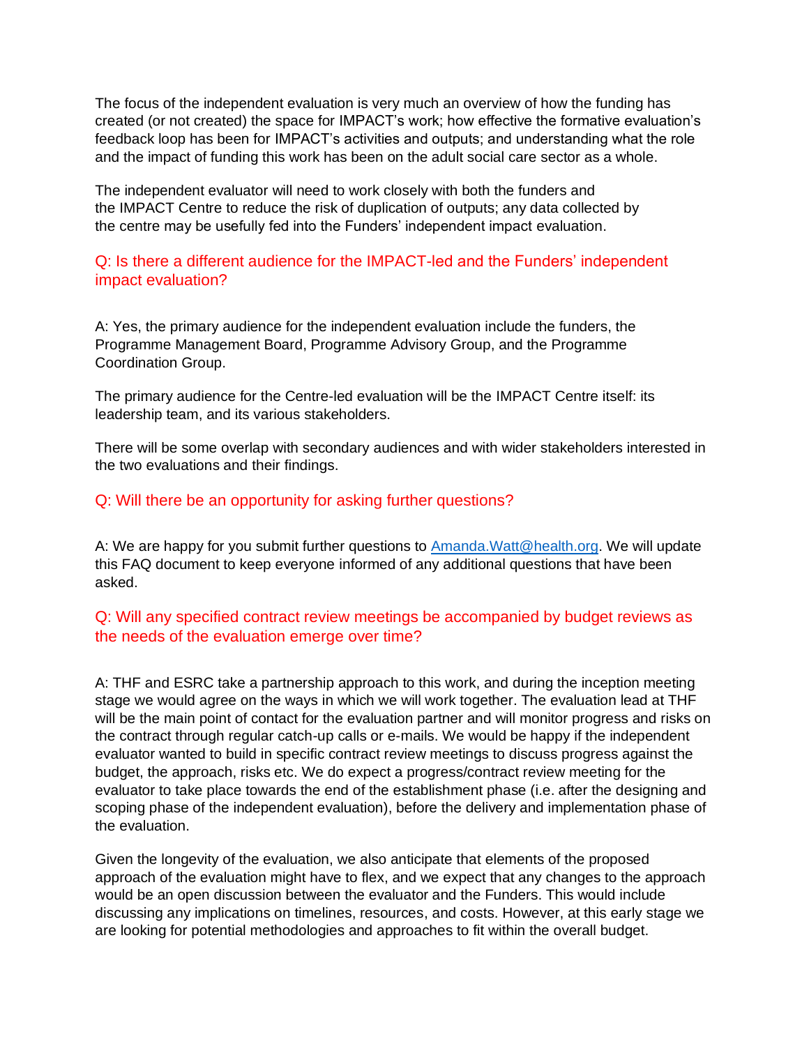The focus of the independent evaluation is very much an overview of how the funding has created (or not created) the space for IMPACT's work; how effective the formative evaluation's feedback loop has been for IMPACT's activities and outputs; and understanding what the role and the impact of funding this work has been on the adult social care sector as a whole.

The independent evaluator will need to work closely with both the funders and the IMPACT Centre to reduce the risk of duplication of outputs; any data collected by the centre may be usefully fed into the Funders' independent impact evaluation.

### Q: Is there a different audience for the IMPACT-led and the Funders' independent impact evaluation?

A: Yes, the primary audience for the independent evaluation include the funders, the Programme Management Board, Programme Advisory Group, and the Programme Coordination Group.

The primary audience for the Centre-led evaluation will be the IMPACT Centre itself: its leadership team, and its various stakeholders.

There will be some overlap with secondary audiences and with wider stakeholders interested in the two evaluations and their findings.

### Q: Will there be an opportunity for asking further questions?

A: We are happy for you submit further questions to Amanda.Watt@health.org. We will update this FAQ document to keep everyone informed of any additional questions that have been asked.

### Q: Will any specified contract review meetings be accompanied by budget reviews as the needs of the evaluation emerge over time?

A: THF and ESRC take a partnership approach to this work, and during the inception meeting stage we would agree on the ways in which we will work together. The evaluation lead at THF will be the main point of contact for the evaluation partner and will monitor progress and risks on the contract through regular catch-up calls or e-mails. We would be happy if the independent evaluator wanted to build in specific contract review meetings to discuss progress against the budget, the approach, risks etc. We do expect a progress/contract review meeting for the evaluator to take place towards the end of the establishment phase (i.e. after the designing and scoping phase of the independent evaluation), before the delivery and implementation phase of the evaluation.

Given the longevity of the evaluation, we also anticipate that elements of the proposed approach of the evaluation might have to flex, and we expect that any changes to the approach would be an open discussion between the evaluator and the Funders. This would include discussing any implications on timelines, resources, and costs. However, at this early stage we are looking for potential methodologies and approaches to fit within the overall budget.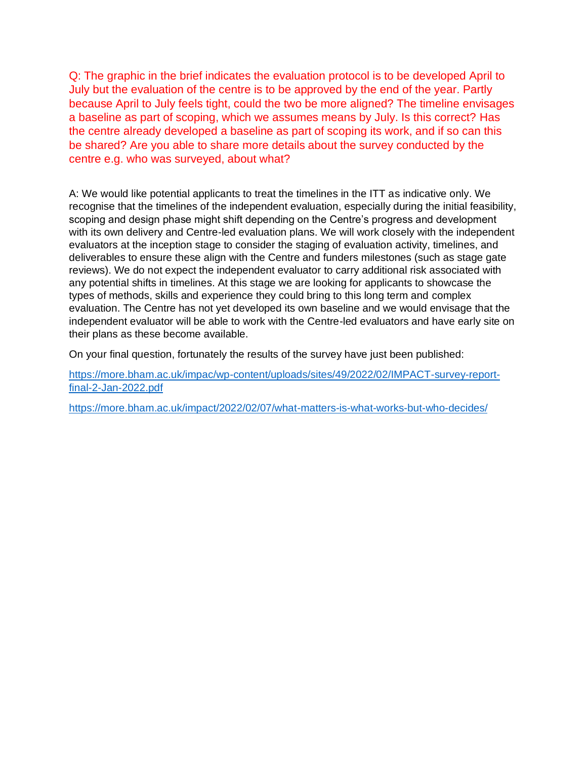Q: The graphic in the brief indicates the evaluation protocol is to be developed April to July but the evaluation of the centre is to be approved by the end of the year. Partly because April to July feels tight, could the two be more aligned? The timeline envisages a baseline as part of scoping, which we assumes means by July. Is this correct? Has the centre already developed a baseline as part of scoping its work, and if so can this be shared? Are you able to share more details about the survey conducted by the centre e.g. who was surveyed, about what?

A: We would like potential applicants to treat the timelines in the ITT as indicative only. We recognise that the timelines of the independent evaluation, especially during the initial feasibility, scoping and design phase might shift depending on the Centre's progress and development with its own delivery and Centre-led evaluation plans. We will work closely with the independent evaluators at the inception stage to consider the staging of evaluation activity, timelines, and deliverables to ensure these align with the Centre and funders milestones (such as stage gate reviews). We do not expect the independent evaluator to carry additional risk associated with any potential shifts in timelines. At this stage we are looking for applicants to showcase the types of methods, skills and experience they could bring to this long term and complex evaluation. The Centre has not yet developed its own baseline and we would envisage that the independent evaluator will be able to work with the Centre-led evaluators and have early site on their plans as these become available.

On your final question, fortunately the results of the survey have just been published:

https://more.bham.ac.uk/impac/wp-content/uploads/sites/49/2022/02/IMPACT-survey-report-final-2-Jan-2022.pdf

https://more.bham.ac.uk/impact/2022/02/07/what-matters-is-what-works-but-who-decides/